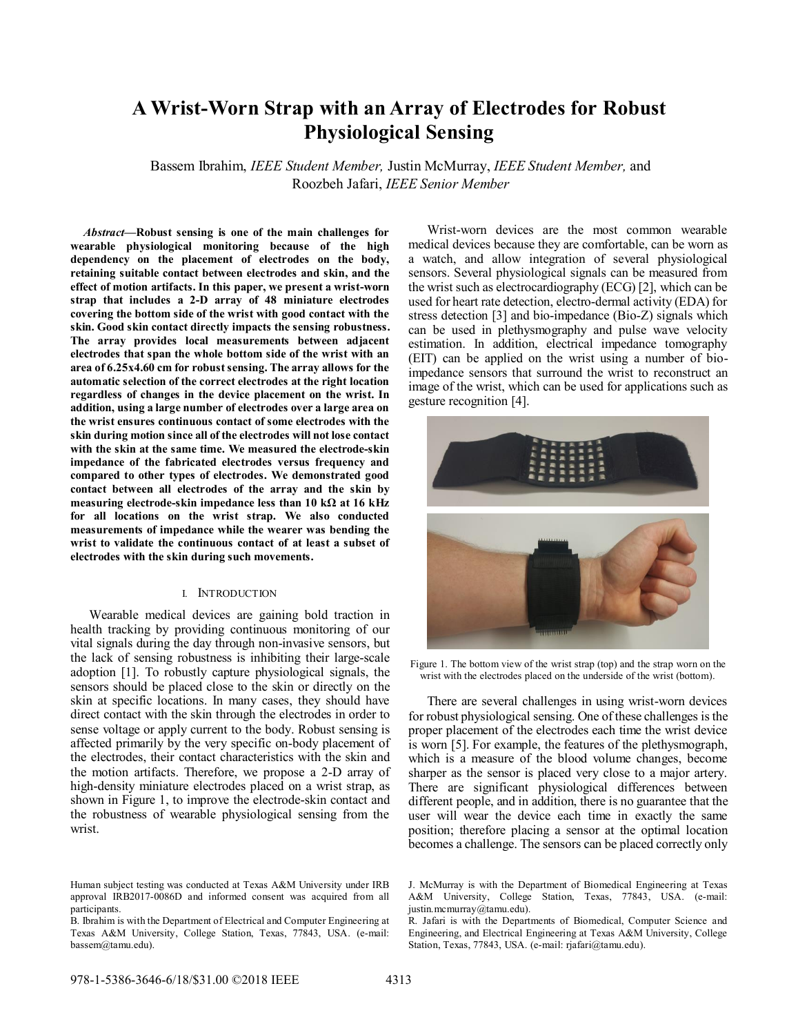# A Wrist-Worn Strap with an Array of Electrodes for Robust Physiological Sensing

Bassem Ibrahim, *IEEE Student Member,* Justin McMurray, *IEEE Student Member,* and Roozbeh Jafari, *IEEE Senior Member*

***Abstract*—Robust sensing is one of the main challenges for wearable physiological monitoring because of the high dependency on the placement of electrodes on the body, retaining suitable contact between electrodes and skin, and the effect of motion artifacts. In this paper, we present a wrist-worn strap that includes a 2-D array of 48 miniature electrodes covering the bottom side of the wrist with good contact with the skin. Good skin contact directly impacts the sensing robustness. The array provides local measurements between adjacent electrodes that span the whole bottom side of the wrist with an area of 6.25x4.60 cm for robust sensing. The array allows for the automatic selection of the correct electrodes at the right location regardless of changes in the device placement on the wrist. In addition, using a large number of electrodes over a large area on the wrist ensures continuous contact of some electrodes with the skin during motion since all of the electrodes will not lose contact with the skin at the same time. We measured the electrode-skin impedance of the fabricated electrodes versus frequency and compared to other types of electrodes. We demonstrated good contact between all electrodes of the array and the skin by measuring electrode-skin impedance less than 10 kΩ at 16 kHz for all locations on the wrist strap. We also conducted measurements of impedance while the wearer was bending the wrist to validate the continuous contact of at least a subset of electrodes with the skin during such movements.**

## I. Introduction

Wearable medical devices are gaining bold traction in health tracking by providing continuous monitoring of our vital signals during the day through non-invasive sensors, but the lack of sensing robustness is inhibiting their large-scale adoption [1]. To robustly capture physiological signals, the sensors should be placed close to the skin or directly on the skin at specific locations. In many cases, they should have direct contact with the skin through the electrodes in order to sense voltage or apply current to the body. Robust sensing is affected primarily by the very specific on-body placement of the electrodes, their contact characteristics with the skin and the motion artifacts. Therefore, we propose a 2-D array of high-density miniature electrodes placed on a wrist strap, as shown in Figure 1, to improve the electrode-skin contact and the robustness of wearable physiological sensing from the wrist.

Wrist-worn devices are the most common wearable medical devices because they are comfortable, can be worn as a watch, and allow integration of several physiological sensors. Several physiological signals can be measured from the wrist such as electrocardiography (ECG) [2], which can be used for heart rate detection, electro-dermal activity (EDA) for stress detection [3] and bio-impedance (Bio-Z) signals which can be used in plethysmography and pulse wave velocity estimation. In addition, electrical impedance tomography (EIT) can be applied on the wrist using a number of bio-impedance sensors that surround the wrist to reconstruct an image of the wrist, which can be used for applications such as gesture recognition [4].

Figure 1. The bottom view of the wrist strap (top) and the strap worn on the wrist with the electrodes placed on the underside of the wrist (bottom).

There are several challenges in using wrist-worn devices for robust physiological sensing. One of these challenges is the proper placement of the electrodes each time the wrist device is worn [5]. For example, the features of the plethysmograph, which is a measure of the blood volume changes, become sharper as the sensor is placed very close to a major artery. There are significant physiological differences between different people, and in addition, there is no guarantee that the user will wear the device each time in exactly the same position; therefore placing a sensor at the optimal location becomes a challenge. The sensors can be placed correctly only

Human subject testing was conducted at Texas A&M University under IRB approval IRB2017-0086D and informed consent was acquired from all participants.

B. Ibrahim is with the Department of Electrical and Computer Engineering at Texas A&M University, College Station, Texas, 77843, USA. (e-mail: bassem@tamu.edu).

J. McMurray is with the Department of Biomedical Engineering at Texas A&M University, College Station, Texas, 77843, USA. (e-mail: justin.mcmurray@tamu.edu).

R. Jafari is with the Departments of Biomedical, Computer Science and Engineering, and Electrical Engineering at Texas A&M University, College Station, Texas, 77843, USA. (e-mail: rjafari@tamu.edu).

978-1-5386-3646-6/18/$31.00 ©2018 IEEE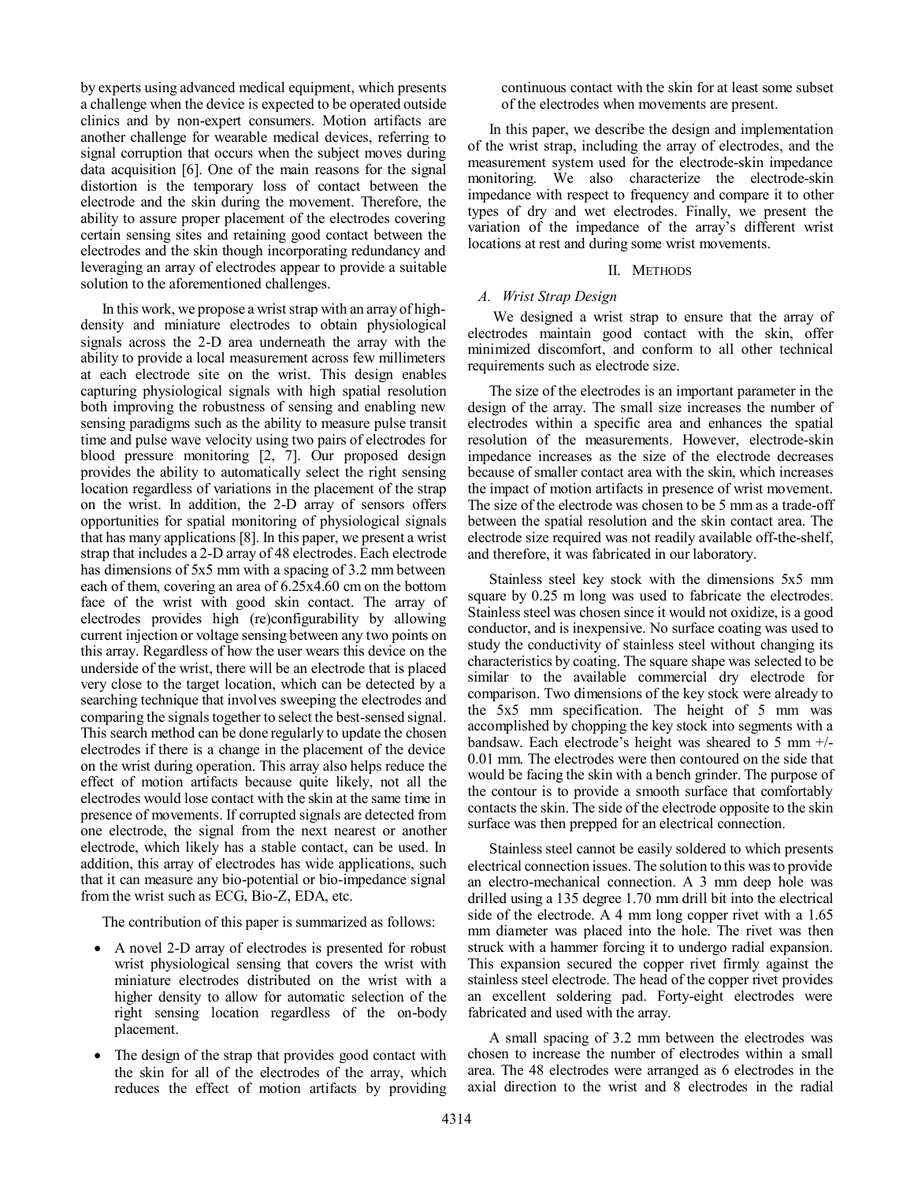by experts using advanced medical equipment, which presents a challenge when the device is expected to be operated outside clinics and by non-expert consumers. Motion artifacts are another challenge for wearable medical devices, referring to signal corruption that occurs when the subject moves during data acquisition [6]. One of the main reasons for the signal distortion is the temporary loss of contact between the electrode and the skin during the movement. Therefore, the ability to assure proper placement of the electrodes covering certain sensing sites and retaining good contact between the electrodes and the skin though incorporating redundancy and leveraging an array of electrodes appear to provide a suitable solution to the aforementioned challenges.

In this work, we propose a wrist strap with an array of high-density and miniature electrodes to obtain physiological signals across the 2-D area underneath the array with the ability to provide a local measurement across few millimeters at each electrode site on the wrist. This design enables capturing physiological signals with high spatial resolution both improving the robustness of sensing and enabling new sensing paradigms such as the ability to measure pulse transit time and pulse wave velocity using two pairs of electrodes for blood pressure monitoring [2, 7]. Our proposed design provides the ability to automatically select the right sensing location regardless of variations in the placement of the strap on the wrist. In addition, the 2-D array of sensors offers opportunities for spatial monitoring of physiological signals that has many applications [8]. In this paper, we present a wrist strap that includes a 2-D array of 48 electrodes. Each electrode has dimensions of 5x5 mm with a spacing of 3.2 mm between each of them, covering an area of 6.25x4.60 cm on the bottom face of the wrist with good skin contact. The array of electrodes provides high (re)configurability by allowing current injection or voltage sensing between any two points on this array. Regardless of how the user wears this device on the underside of the wrist, there will be an electrode that is placed very close to the target location, which can be detected by a searching technique that involves sweeping the electrodes and comparing the signals together to select the best-sensed signal. This search method can be done regularly to update the chosen electrodes if there is a change in the placement of the device on the wrist during operation. This array also helps reduce the effect of motion artifacts because quite likely, not all the electrodes would lose contact with the skin at the same time in presence of movements. If corrupted signals are detected from one electrode, the signal from the next nearest or another electrode, which likely has a stable contact, can be used. In addition, this array of electrodes has wide applications, such that it can measure any bio-potential or bio-impedance signal from the wrist such as ECG, Bio-Z, EDA, etc.

The contribution of this paper is summarized as follows:

- A novel 2-D array of electrodes is presented for robust wrist physiological sensing that covers the wrist with miniature electrodes distributed on the wrist with a higher density to allow for automatic selection of the right sensing location regardless of the on-body placement.
- The design of the strap that provides good contact with the skin for all of the electrodes of the array, which reduces the effect of motion artifacts by providing continuous contact with the skin for at least some subset of the electrodes when movements are present.

In this paper, we describe the design and implementation of the wrist strap, including the array of electrodes, and the measurement system used for the electrode-skin impedance monitoring. We also characterize the electrode-skin impedance with respect to frequency and compare it to other types of dry and wet electrodes. Finally, we present the variation of the impedance of the array's different wrist locations at rest and during some wrist movements.

## II. Methods

### A. Wrist Strap Design

We designed a wrist strap to ensure that the array of electrodes maintain good contact with the skin, offer minimized discomfort, and conform to all other technical requirements such as electrode size.

The size of the electrodes is an important parameter in the design of the array. The small size increases the number of electrodes within a specific area and enhances the spatial resolution of the measurements. However, electrode-skin impedance increases as the size of the electrode decreases because of smaller contact area with the skin, which increases the impact of motion artifacts in presence of movements. The size of the electrode was chosen to be 5 mm as a trade-off between the spatial resolution and the skin contact area. The electrode size required was not readily available off-the-shelf, and therefore, it was fabricated in our laboratory.

Stainless steel key stock with the dimensions 5x5 mm square by 0.25 m long was used to fabricate the electrodes. Stainless steel was chosen since it would not oxidize, is a good conductor, and is inexpensive. No surface coating was used to study the conductivity of stainless steel without changing its characteristics by coating. The square shape was selected to be similar to the available commercial dry electrode for comparison. Two dimensions of the key stock were already to the 5x5 mm specification. The height of 5 mm was accomplished by chopping the key stock into segments with a bandsaw. Each electrode's height was sheared to 5 mm +/- 0.01 mm. The electrodes were then contoured on the side that would be facing the skin with a bench grinder. The purpose of the contour is to provide a smooth surface that comfortably contacts the skin. The side of the electrode opposite to the skin surface was then prepped for an electrical connection.

Stainless steel cannot be easily soldered to which presents electrical connection issues. The solution to this was to provide an electro-mechanical connection. A 3 mm deep hole was drilled using a 135 degree 1.70 mm drill bit into the electrical side of the electrode. A 4 mm long copper rivet with a 1.65 mm diameter was placed into the hole. The rivet was then struck with a hammer forcing it to undergo radial expansion. This expansion secured the copper rivet firmly against the stainless steel electrode. The head of the copper rivet provides an excellent soldering pad. Forty-eight electrodes were fabricated and used with the array.

A small spacing of 3.2 mm between the electrodes was chosen to increase the number of electrodes within a small area. The 48 electrodes were arranged as 6 electrodes in the axial direction to the wrist and 8 electrodes in the radial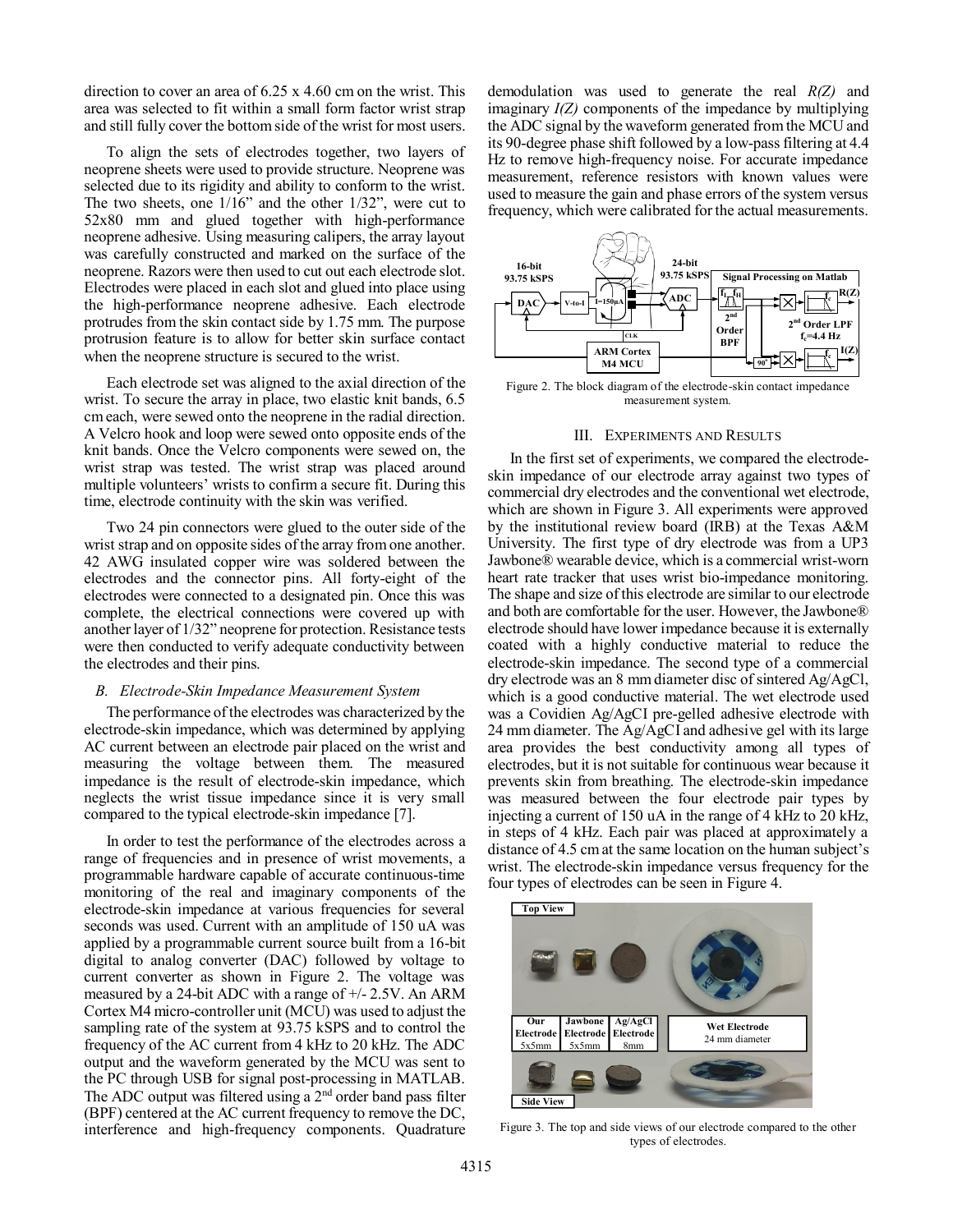direction to cover an area of 6.25 x 4.60 cm on the wrist. This area was selected to fit within a small form factor wrist strap and still fully cover the bottom side of the wrist for most users.

To align the sets of electrodes together, two layers of neoprene sheets were used to provide structure. Neoprene was selected due to its rigidity and ability to conform to the wrist. The two sheets, one 1/16" and the other 1/32", were cut to 52x80 mm and glued together with high-performance neoprene adhesive. Using measuring calipers, the array layout was carefully constructed and marked on the surface of the neoprene. Razors were then used to cut out each electrode slot. Electrodes were placed in each slot and glued into place using the high-performance neoprene adhesive. Each electrode protrudes from the skin contact side by 1.75 mm. The purpose protrusion feature is to allow for better skin surface contact when the neoprene structure is secured to the wrist.

Each electrode set was aligned to the axial direction of the wrist. To secure the array in place, two elastic knit bands, 6.5 cm each, were sewed onto the neoprene in the radial direction. A Velcro hook and loop were sewed onto opposite ends of the knit bands. Once the Velcro components were sewed on, the wrist strap was tested. The wrist strap was placed around multiple volunteers' wrists to confirm a secure fit. During this time, electrode continuity with the skin was verified.

Two 24 pin connectors were glued to the outer side of the wrist strap and on opposite sides of the array from one another. 42 AWG insulated copper wire was soldered between the electrodes and the connector pins. All forty-eight of the electrodes were connected to a designated pin. Once this was complete, the electrical connections were covered up with another layer of 1/32" neoprene for protection. Resistance tests were then conducted to verify adequate conductivity between the electrodes and their pins.

### *B. Electrode-Skin Impedance Measurement System*

The performance of the electrodes was characterized by the electrode-skin impedance, which was determined by applying AC current between an electrode pair placed on the wrist and measuring the voltage between them. The measured impedance is the result of electrode-skin impedance, which neglects the wrist tissue impedance since it is very small compared to the typical electrode-skin impedance [7].

In order to test the performance of the electrodes across a range of frequencies and in presence of wrist movements, a programmable hardware capable of accurate continuous-time monitoring of the real and imaginary components of the electrode-skin impedance at various frequencies for several seconds was used. Current with an amplitude of 150 uA was applied by a programmable current source built from a 16-bit digital to analog converter (DAC) followed by voltage to current converter as shown in Figure 2. The voltage was measured by a 24-bit ADC with a range of +/- 2.5V. An ARM Cortex M4 micro-controller unit (MCU) was used to adjust the sampling rate of the system at 93.75 kSPS and to control the frequency of the AC current from 4 kHz to 20 kHz. The ADC output and the waveform generated by the MCU was sent to the PC through USB for signal post-processing in MATLAB. The ADC output was filtered using a 2[nd] order band pass filter (BPF) centered at the AC current frequency to remove the DC, interference and high-frequency components. Quadrature demodulation was used to generate the real *R(Z)* and imaginary *I(Z)* components of the impedance by multiplying the ADC signal by the waveform generated from the MCU and its 90-degree phase shift followed by a low-pass filtering at 4.4 Hz to remove high-frequency noise. For accurate impedance measurement, reference resistors with known values were used to measure the gain and phase errors of the system versus frequency, which were calibrated for the actual measurements.

Figure 2. The block diagram of the electrode-skin contact impedance measurement system.

## III. Experiments and Results

In the first set of experiments, we compared the electrode-skin impedance of our electrode array against two types of commercial dry electrodes and the conventional wet electrode, which are shown in Figure 3. All experiments were approved by the institutional review board (IRB) at the Texas A&M University. The first type of dry electrode was from a UP3 Jawbone® wearable device, which is a commercial wrist-worn heart rate tracker that uses wrist bio-impedance monitoring. The shape and size of this electrode are similar to our electrode and both are comfortable for the user. However, the Jawbone® electrode should have lower impedance because it is externally coated with a highly conductive material to reduce the electrode-skin impedance. The second type of a commercial dry electrode was an 8 mm diameter disc of sintered Ag/AgCl, which is a good conductive material. The wet electrode used was a Covidien Ag/AgCI pre-gelled adhesive electrode with 24 mm diameter. The Ag/AgCI and adhesive gel with its large area provides the best conductivity among all types of electrodes, but it is not suitable for continuous wear because it prevents skin from breathing. The electrode-skin impedance was measured between the four electrode pair types by injecting a current of 150 uA in the range of 4 kHz to 20 kHz, in steps of 4 kHz. Each pair was placed at approximately a distance of 4.5 cm at the same location on the human subject's wrist. The electrode-skin impedance versus frequency for the four types of electrodes can be seen in Figure 4.

Figure 3. The top and side views of our electrode compared to the other types of electrodes.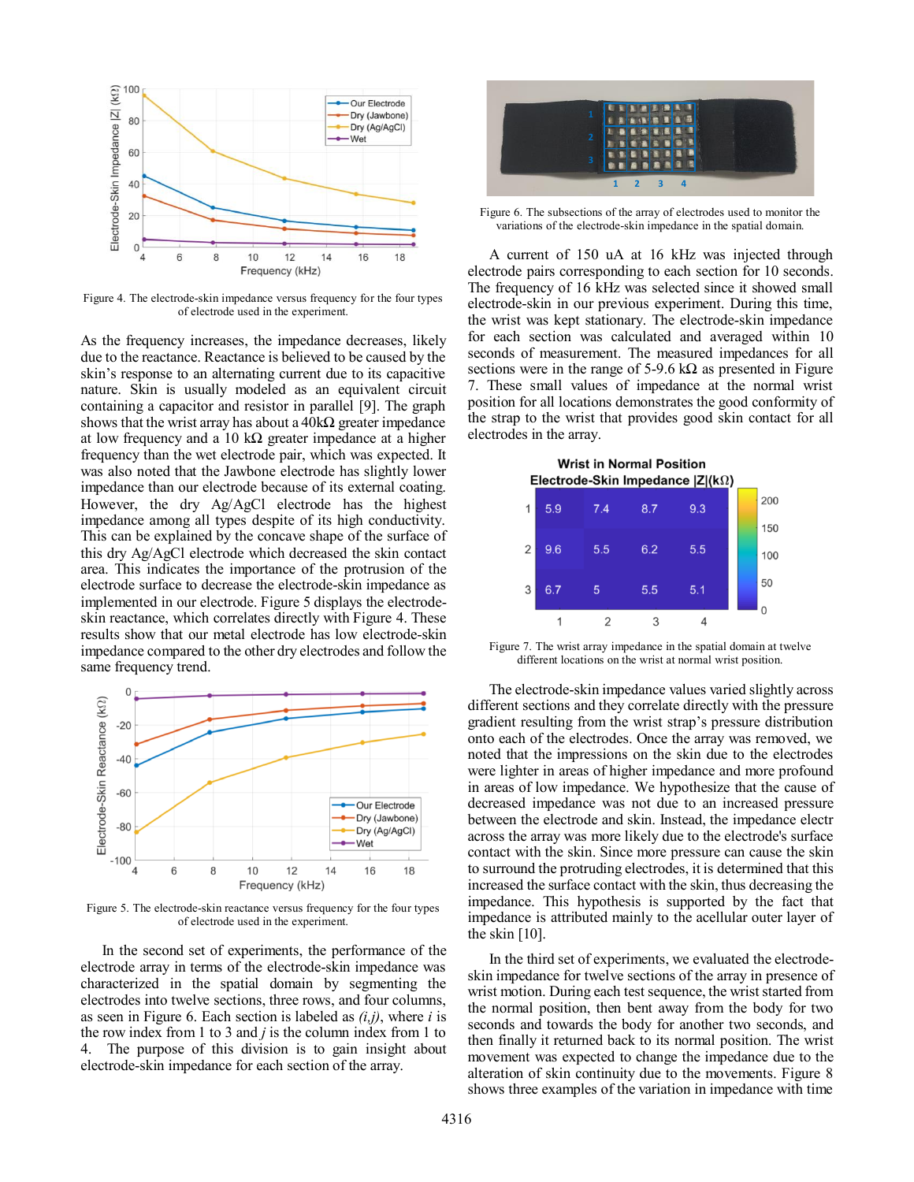Figure 4. The electrode-skin impedance versus frequency for the four types of electrode used in the experiment.

As the frequency increases, the impedance decreases, likely due to the reactance. Reactance is believed to be caused by the skin's response to an alternating current due to its capacitive nature. Skin is usually modeled as an equivalent circuit containing a capacitor and resistor in parallel [9]. The graph shows that the wrist array has about a 40kΩ greater impedance at low frequency and a 10 kΩ greater impedance at a higher frequency than the wet electrode pair, which was expected. It was also noted that the Jawbone electrode has slightly lower impedance than our electrode because of its external coating. However, the dry Ag/AgCl electrode has the highest impedance among all types despite of its high conductivity. This can be explained by the concave shape of the surface of this dry Ag/AgCl electrode which decreased the skin contact area. This indicates the importance of the protrusion of the electrode surface to decrease the electrode-skin impedance as implemented in our electrode. Figure 5 displays the electrode-skin reactance, which correlates directly with Figure 4. These results show that our metal electrode has low electrode-skin impedance compared to the other dry electrodes and follow the same frequency trend.

Figure 5. The electrode-skin reactance versus frequency for the four types of electrode used in the experiment.

In the second set of experiments, the performance of the electrode array in terms of the electrode-skin impedance was characterized in the spatial domain by segmenting the electrodes into twelve sections, three rows, and four columns, as seen in Figure 6. Each section is labeled as *(i,j)*, where *i* is the row index from 1 to 3 and *j* is the column index from 1 to 4. The purpose of this division is to gain insight about electrode-skin impedance for each section of the array.

Figure 6. The subsections of the array of electrodes used to monitor the variations of the electrode-skin impedance in the spatial domain.

A current of 150 uA at 16 kHz was injected through electrode pairs corresponding to each section for 10 seconds. The frequency of 16 kHz was selected since it showed small electrode-skin in our previous experiment. During this time, the wrist was kept stationary. The electrode-skin impedance for each section was calculated and averaged within 10 seconds of measurement. The measured impedances for all sections were in the range of 5-9.6 kΩ as presented in Figure 7. These small values of impedance at the normal wrist position for all locations demonstrates the good conformity of the strap to the wrist that provides good skin contact for all electrodes in the array.

Figure 7. The wrist array impedance in the spatial domain at twelve different locations on the wrist at normal wrist position.

The electrode-skin impedance values varied slightly across different sections and they correlate directly with the pressure gradient resulting from the wrist strap's pressure distribution onto each of the electrodes. Once the array was removed, we noted that the impressions on the skin due to the electrodes were lighter in areas of higher impedance and more profound in areas of low impedance. We hypothesize that the cause of decreased impedance was not due to an increased pressure between the electrode and skin. Instead, the impedance electr across the array was more likely due to the electrode's surface contact with the skin. Since more pressure can cause the skin to surround the protruding electrodes, it is determined that this increased the surface contact with the skin, thus decreasing the impedance. This hypothesis is supported by the fact that impedance is attributed mainly to the acellular outer layer of the skin [10].

In the third set of experiments, we evaluated the electrode-skin impedance for twelve sections of the array in presence of wrist motion. During each test sequence, the wrist started from the normal position, then bent away from the body for two seconds and towards the body for another two seconds, and then finally it returned back to its normal position. The wrist movement was expected to change the impedance due to the alteration of skin continuity due to the movements. Figure 8 shows three examples of the variation in impedance with time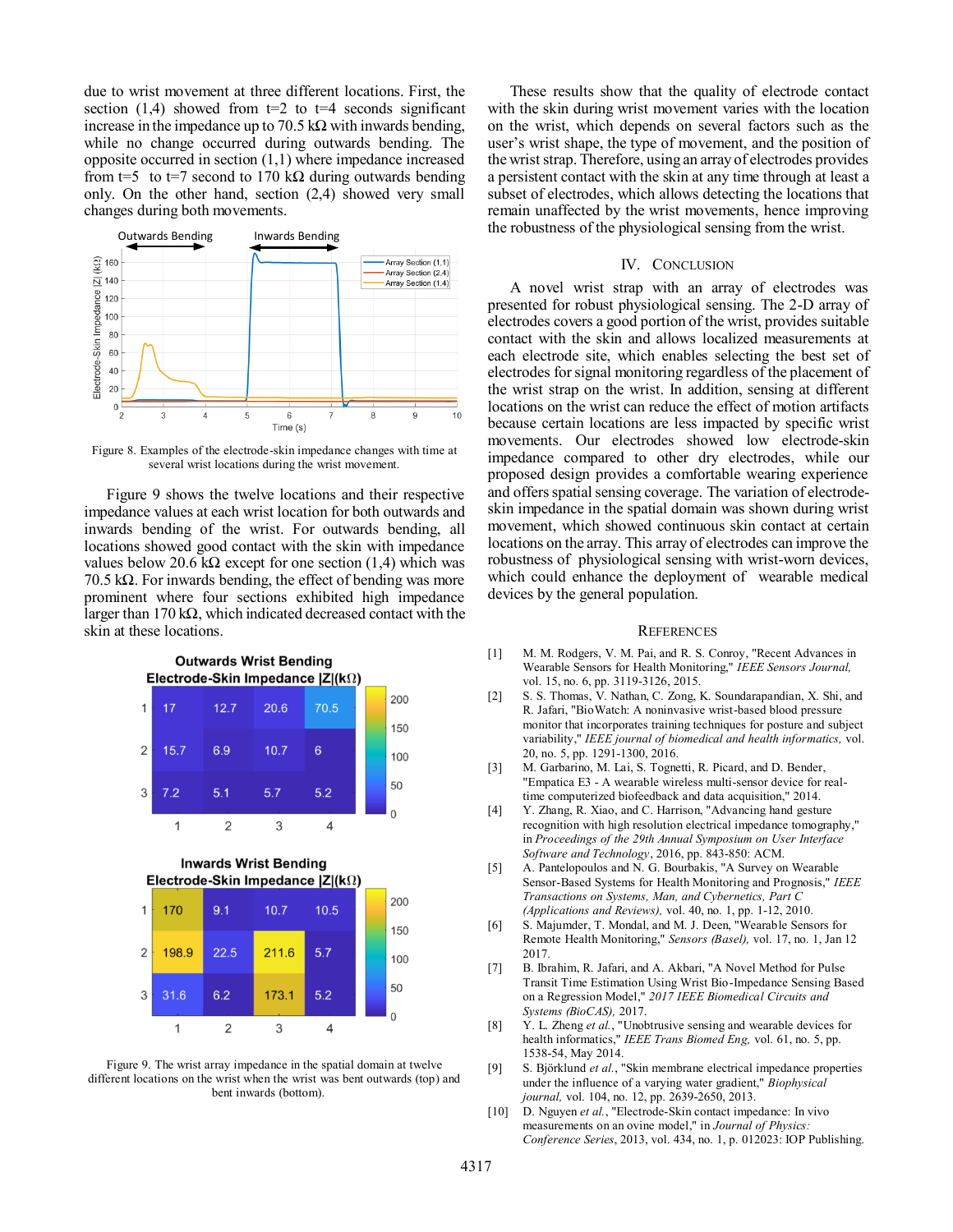due to wrist movement at three different locations. First, the section (1,4) showed from t=2 to t=4 seconds significant increase in the impedance up to 70.5 kΩ with inwards bending, while no change occurred during outwards bending. The opposite occurred in section (1,1) where impedance increased from t=5 to t=7 second to 170 kΩ during outwards bending only. On the other hand, section (2,4) showed very small changes during both movements.

Outwards Bending

Inwards Bending

Electrode-Skin Impedance |Z| (kΩ)

Time (s)

Array Section (1,1)
Array Section (2,4)
Array Section (1,4)

Figure 8. Examples of the electrode-skin impedance changes with time at several wrist locations during the wrist movement.

Figure 9 shows the twelve locations and their respective impedance values at each wrist location for both outwards and inwards bending of the wrist. For outwards bending, all locations showed good contact with the skin with impedance values below 20.6 kΩ except for one section (1,4) which was 70.5 kΩ. For inwards bending, the effect of bending was more prominent where four sections exhibited high impedance larger than 170 kΩ, which indicated decreased contact with the skin at these locations.

Outwards Wrist Bending
Electrode-Skin Impedance |Z|(kΩ)

1: 17, 12.7, 20.6, 70.5
2: 15.7, 6.9, 10.7, 6
3: 7.2, 5.1, 5.7, 5.2

Inwards Wrist Bending
Electrode-Skin Impedance |Z|(kΩ)

1: 170, 9.1, 10.7, 10.5
2: 198.9, 22.5, 211.6, 5.7
3: 31.6, 6.2, 173.1, 5.2

Figure 9. The wrist array impedance in the spatial domain at twelve different locations on the wrist when the wrist was bent outwards (top) and bent inwards (bottom).

These results show that the quality of electrode contact with the skin during wrist movement varies with the location on the wrist, which depends on several factors such as the user's wrist shape, the type of movement, and the position of the wrist strap. Therefore, using an array of electrodes provides a persistent contact with the skin at any time through at least a subset of electrodes, which allows detecting the locations that remain unaffected by the wrist movements, hence improving the robustness of the physiological sensing from the wrist.

## IV. Conclusion

A novel wrist strap with an array of electrodes was presented for robust physiological sensing. The 2-D array of electrodes covers a good portion of the wrist, provides suitable contact with the skin and allows localized measurements at each electrode site, which enables selecting the best set of electrodes for signal monitoring regardless of the placement of the wrist strap on the wrist. In addition, sensing at different locations on the wrist can reduce the effect of motion artifacts because certain locations are less impacted by specific wrist movements. Our electrodes showed low electrode-skin impedance compared to other dry electrodes, while our proposed design provides a comfortable wearing experience and offers spatial sensing coverage. The variation of electrode-skin impedance in the spatial domain was shown during wrist movement, which showed continuous skin contact at certain locations on the array. This array of electrodes can improve the robustness of physiological sensing with wrist-worn devices, which could enhance the deployment of wearable medical devices by the general population.

## References

[1] M. M. Rodgers, V. M. Pai, and R. S. Conroy, "Recent Advances in Wearable Sensors for Health Monitoring," *IEEE Sensors Journal,* vol. 15, no. 6, pp. 3119-3126, 2015.

[2] S. S. Thomas, V. Nathan, C. Zong, K. Soundarapandian, X. Shi, and R. Jafari, "BioWatch: A noninvasive wrist-based blood pressure monitor that incorporates training techniques for posture and subject variability," *IEEE journal of biomedical and health informatics,* vol. 20, no. 5, pp. 1291-1300, 2016.

[3] M. Garbarino, M. Lai, S. Tognetti, R. Picard, and D. Bender, "Empatica E3 - A wearable wireless multi-sensor device for real-time computerized biofeedback and data acquisition," 2014.

[4] Y. Zhang, R. Xiao, and C. Harrison, "Advancing hand gesture recognition with high resolution electrical impedance tomography," in *Proceedings of the 29th Annual Symposium on User Interface Software and Technology*, 2016, pp. 843-850: ACM.

[5] A. Pantelopoulos and N. G. Bourbakis, "A Survey on Wearable Sensor-Based Systems for Health Monitoring and Prognosis," *IEEE Transactions on Systems, Man, and Cybernetics, Part C (Applications and Reviews),* vol. 40, no. 1, pp. 1-12, 2010.

[6] S. Majumder, T. Mondal, and M. J. Deen, "Wearable Sensors for Remote Health Monitoring," *Sensors (Basel),* vol. 17, no. 1, Jan 12 2017.

[7] B. Ibrahim, R. Jafari, and A. Akbari, "A Novel Method for Pulse Transit Time Estimation Using Wrist Bio-Impedance Sensing Based on a Regression Model," *2017 IEEE Biomedical Circuits and Systems (BioCAS),* 2017.

[8] Y. L. Zheng *et al.*, "Unobtrusive sensing and wearable devices for health informatics," *IEEE Trans Biomed Eng,* vol. 61, no. 5, pp. 1538-54, May 2014.

[9] S. Björklund *et al.*, "Skin membrane electrical impedance properties under the influence of a varying water gradient," *Biophysical journal,* vol. 104, no. 12, pp. 2639-2650, 2013.

[10] D. Nguyen *et al.*, "Electrode-Skin contact impedance: In vivo measurements on an ovine model," in *Journal of Physics: Conference Series*, 2013, vol. 434, no. 1, p. 012023: IOP Publishing.